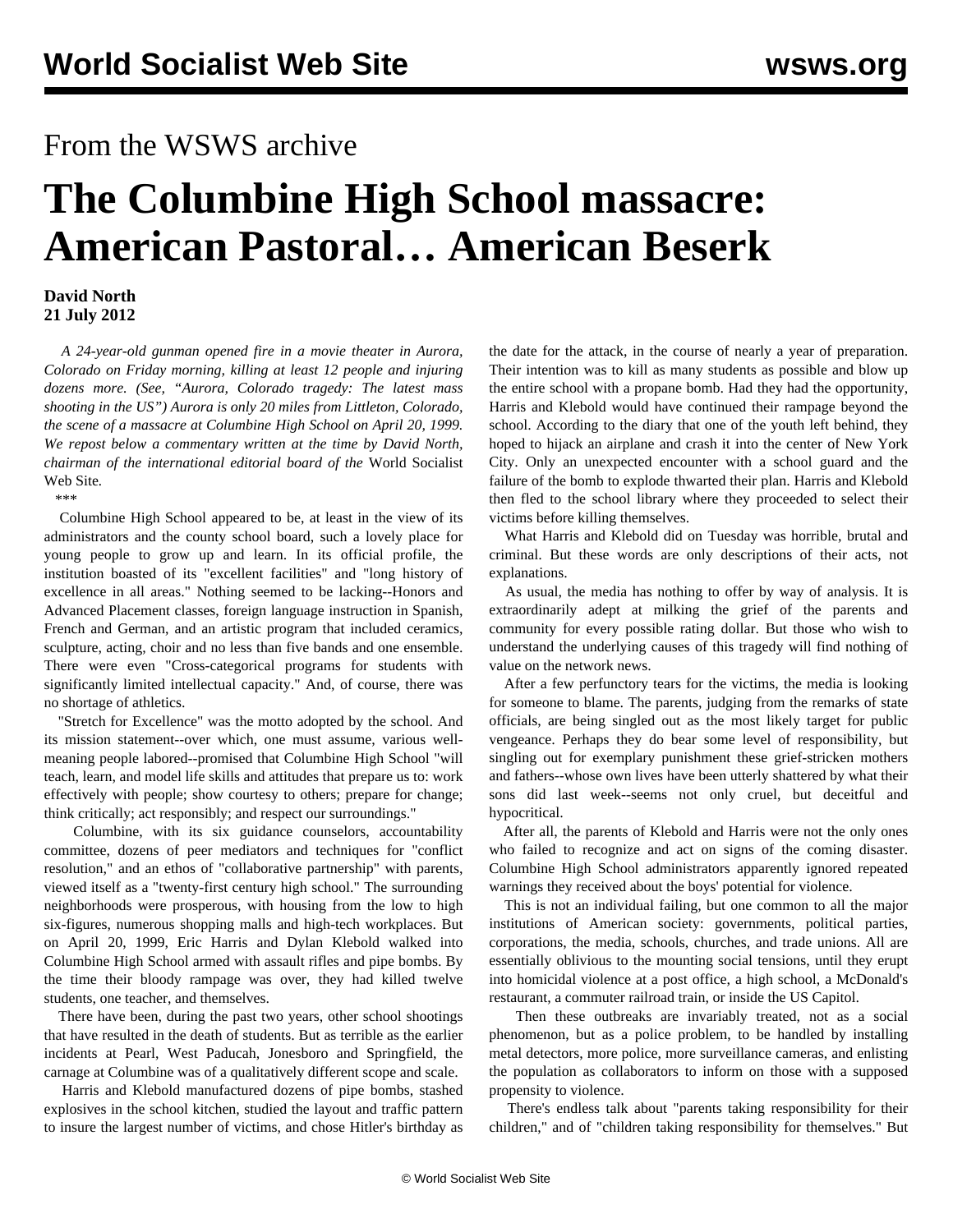From the WSWS archive

# The Columbine High School massacre: American Pastoral… American Beserk

**David North**
**21 July 2012**

*A 24-year-old gunman opened fire in a movie theater in Aurora, Colorado on Friday morning, killing at least 12 people and injuring dozens more. (See, "Aurora, Colorado tragedy: The latest mass shooting in the US") Aurora is only 20 miles from Littleton, Colorado, the scene of a massacre at Columbine High School on April 20, 1999. We repost below a commentary written at the time by David North, chairman of the international editorial board of the* World Socialist Web Site*.*

\*\*\*

Columbine High School appeared to be, at least in the view of its administrators and the county school board, such a lovely place for young people to grow up and learn. In its official profile, the institution boasted of its "excellent facilities" and "long history of excellence in all areas." Nothing seemed to be lacking--Honors and Advanced Placement classes, foreign language instruction in Spanish, French and German, and an artistic program that included ceramics, sculpture, acting, choir and no less than five bands and one ensemble. There were even "Cross-categorical programs for students with significantly limited intellectual capacity." And, of course, there was no shortage of athletics.

"Stretch for Excellence" was the motto adopted by the school. And its mission statement--over which, one must assume, various well-meaning people labored--promised that Columbine High School "will teach, learn, and model life skills and attitudes that prepare us to: work effectively with people; show courtesy to others; prepare for change; think critically; act responsibly; and respect our surroundings."

Columbine, with its six guidance counselors, accountability committee, dozens of peer mediators and techniques for "conflict resolution," and an ethos of "collaborative partnership" with parents, viewed itself as a "twenty-first century high school." The surrounding neighborhoods were prosperous, with housing from the low to high six-figures, numerous shopping malls and high-tech workplaces. But on April 20, 1999, Eric Harris and Dylan Klebold walked into Columbine High School armed with assault rifles and pipe bombs. By the time their bloody rampage was over, they had killed twelve students, one teacher, and themselves.

There have been, during the past two years, other school shootings that have resulted in the death of students. But as terrible as the earlier incidents at Pearl, West Paducah, Jonesboro and Springfield, the carnage at Columbine was of a qualitatively different scope and scale.

Harris and Klebold manufactured dozens of pipe bombs, stashed explosives in the school kitchen, studied the layout and traffic pattern to insure the largest number of victims, and chose Hitler's birthday as the date for the attack, in the course of nearly a year of preparation. Their intention was to kill as many students as possible and blow up the entire school with a propane bomb. Had they had the opportunity, Harris and Klebold would have continued their rampage beyond the school. According to the diary that one of the youth left behind, they hoped to hijack an airplane and crash it into the center of New York City. Only an unexpected encounter with a school guard and the failure of the bomb to explode thwarted their plan. Harris and Klebold then fled to the school library where they proceeded to select their victims before killing themselves.

What Harris and Klebold did on Tuesday was horrible, brutal and criminal. But these words are only descriptions of their acts, not explanations.

As usual, the media has nothing to offer by way of analysis. It is extraordinarily adept at milking the grief of the parents and community for every possible rating dollar. But those who wish to understand the underlying causes of this tragedy will find nothing of value on the network news.

After a few perfunctory tears for the victims, the media is looking for someone to blame. The parents, judging from the remarks of state officials, are being singled out as the most likely target for public vengeance. Perhaps they do bear some level of responsibility, but singling out for exemplary punishment these grief-stricken mothers and fathers--whose own lives have been utterly shattered by what their sons did last week--seems not only cruel, but deceitful and hypocritical.

After all, the parents of Klebold and Harris were not the only ones who failed to recognize and act on signs of the coming disaster. Columbine High School administrators apparently ignored repeated warnings they received about the boys' potential for violence.

This is not an individual failing, but one common to all the major institutions of American society: governments, political parties, corporations, the media, schools, churches, and trade unions. All are essentially oblivious to the mounting social tensions, until they erupt into homicidal violence at a post office, a high school, a McDonald's restaurant, a commuter railroad train, or inside the US Capitol.

Then these outbreaks are invariably treated, not as a social phenomenon, but as a police problem, to be handled by installing metal detectors, more police, more surveillance cameras, and enlisting the population as collaborators to inform on those with a supposed propensity to violence.

There's endless talk about "parents taking responsibility for their children," and of "children taking responsibility for themselves." But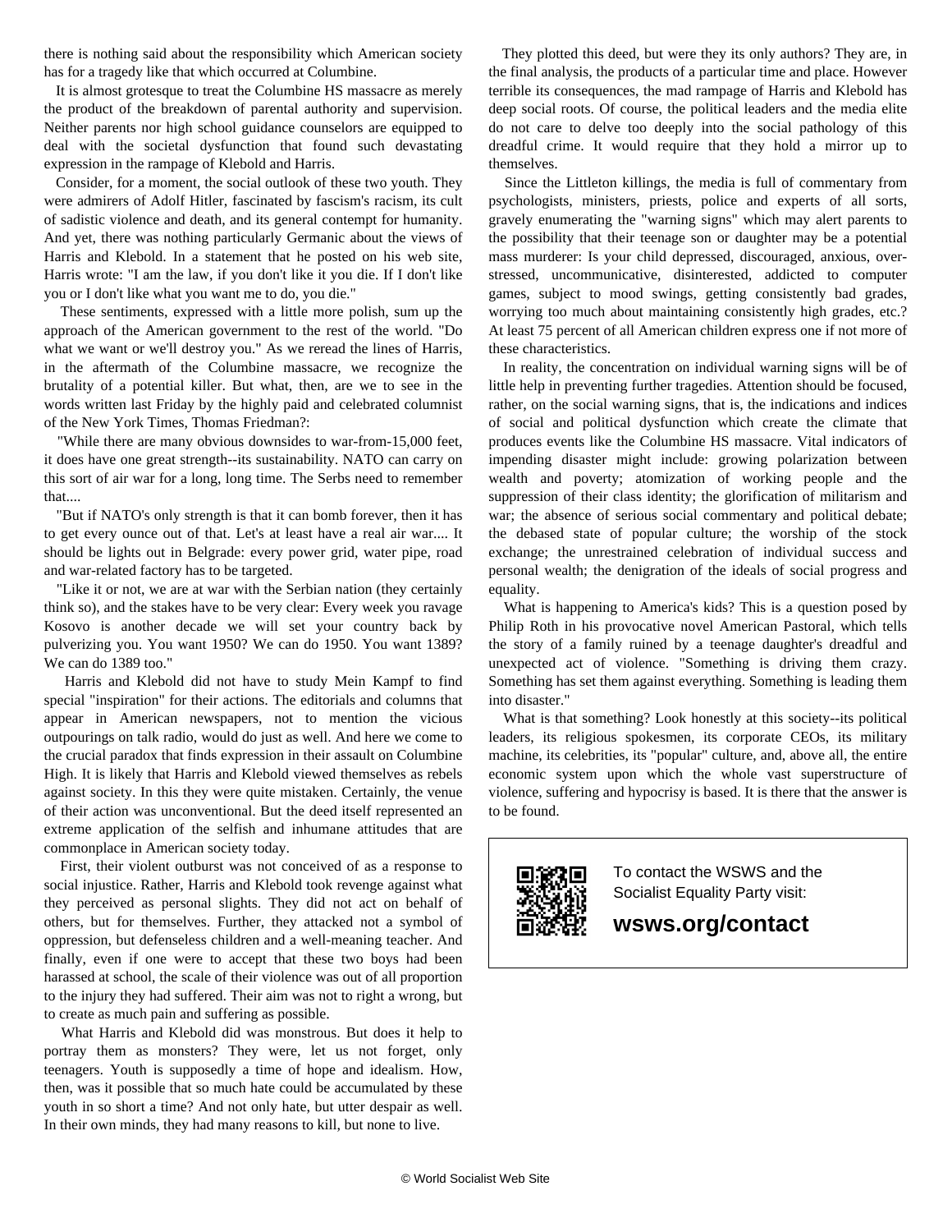there is nothing said about the responsibility which American society has for a tragedy like that which occurred at Columbine.

It is almost grotesque to treat the Columbine HS massacre as merely the product of the breakdown of parental authority and supervision. Neither parents nor high school guidance counselors are equipped to deal with the societal dysfunction that found such devastating expression in the rampage of Klebold and Harris.

Consider, for a moment, the social outlook of these two youth. They were admirers of Adolf Hitler, fascinated by fascism's racism, its cult of sadistic violence and death, and its general contempt for humanity. And yet, there was nothing particularly Germanic about the views of Harris and Klebold. In a statement that he posted on his web site, Harris wrote: "I am the law, if you don't like it you die. If I don't like you or I don't like what you want me to do, you die."

These sentiments, expressed with a little more polish, sum up the approach of the American government to the rest of the world. "Do what we want or we'll destroy you." As we reread the lines of Harris, in the aftermath of the Columbine massacre, we recognize the brutality of a potential killer. But what, then, are we to see in the words written last Friday by the highly paid and celebrated columnist of the New York Times, Thomas Friedman?:

"While there are many obvious downsides to war-from-15,000 feet, it does have one great strength--its sustainability. NATO can carry on this sort of air war for a long, long time. The Serbs need to remember that....

"But if NATO's only strength is that it can bomb forever, then it has to get every ounce out of that. Let's at least have a real air war.... It should be lights out in Belgrade: every power grid, water pipe, road and war-related factory has to be targeted.

"Like it or not, we are at war with the Serbian nation (they certainly think so), and the stakes have to be very clear: Every week you ravage Kosovo is another decade we will set your country back by pulverizing you. You want 1950? We can do 1950. You want 1389? We can do 1389 too."

Harris and Klebold did not have to study Mein Kampf to find special "inspiration" for their actions. The editorials and columns that appear in American newspapers, not to mention the vicious outpourings on talk radio, would do just as well. And here we come to the crucial paradox that finds expression in their assault on Columbine High. It is likely that Harris and Klebold viewed themselves as rebels against society. In this they were quite mistaken. Certainly, the venue of their action was unconventional. But the deed itself represented an extreme application of the selfish and inhumane attitudes that are commonplace in American society today.

First, their violent outburst was not conceived of as a response to social injustice. Rather, Harris and Klebold took revenge against what they perceived as personal slights. They did not act on behalf of others, but for themselves. Further, they attacked not a symbol of oppression, but defenseless children and a well-meaning teacher. And finally, even if one were to accept that these two boys had been harassed at school, the scale of their violence was out of all proportion to the injury they had suffered. Their aim was not to right a wrong, but to create as much pain and suffering as possible.

What Harris and Klebold did was monstrous. But does it help to portray them as monsters? They were, let us not forget, only teenagers. Youth is supposedly a time of hope and idealism. How, then, was it possible that so much hate could be accumulated by these youth in so short a time? And not only hate, but utter despair as well. In their own minds, they had many reasons to kill, but none to live.

They plotted this deed, but were they its only authors? They are, in the final analysis, the products of a particular time and place. However terrible its consequences, the mad rampage of Harris and Klebold has deep social roots. Of course, the political leaders and the media elite do not care to delve too deeply into the social pathology of this dreadful crime. It would require that they hold a mirror up to themselves.

Since the Littleton killings, the media is full of commentary from psychologists, ministers, priests, police and experts of all sorts, gravely enumerating the "warning signs" which may alert parents to the possibility that their teenage son or daughter may be a potential mass murderer: Is your child depressed, discouraged, anxious, over-stressed, uncommunicative, disinterested, addicted to computer games, subject to mood swings, getting consistently bad grades, worrying too much about maintaining consistently high grades, etc.? At least 75 percent of all American children express one if not more of these characteristics.

In reality, the concentration on individual warning signs will be of little help in preventing further tragedies. Attention should be focused, rather, on the social warning signs, that is, the indications and indices of social and political dysfunction which create the climate that produces events like the Columbine HS massacre. Vital indicators of impending disaster might include: growing polarization between wealth and poverty; atomization of working people and the suppression of their class identity; the glorification of militarism and war; the absence of serious social commentary and political debate; the debased state of popular culture; the worship of the stock exchange; the unrestrained celebration of individual success and personal wealth; the denigration of the ideals of social progress and equality.

What is happening to America's kids? This is a question posed by Philip Roth in his provocative novel American Pastoral, which tells the story of a family ruined by a teenage daughter's dreadful and unexpected act of violence. "Something is driving them crazy. Something has set them against everything. Something is leading them into disaster."

What is that something? Look honestly at this society--its political leaders, its religious spokesmen, its corporate CEOs, its military machine, its celebrities, its "popular" culture, and, above all, the entire economic system upon which the whole vast superstructure of violence, suffering and hypocrisy is based. It is there that the answer is to be found.

To contact the WSWS and the Socialist Equality Party visit:

**wsws.org/contact**